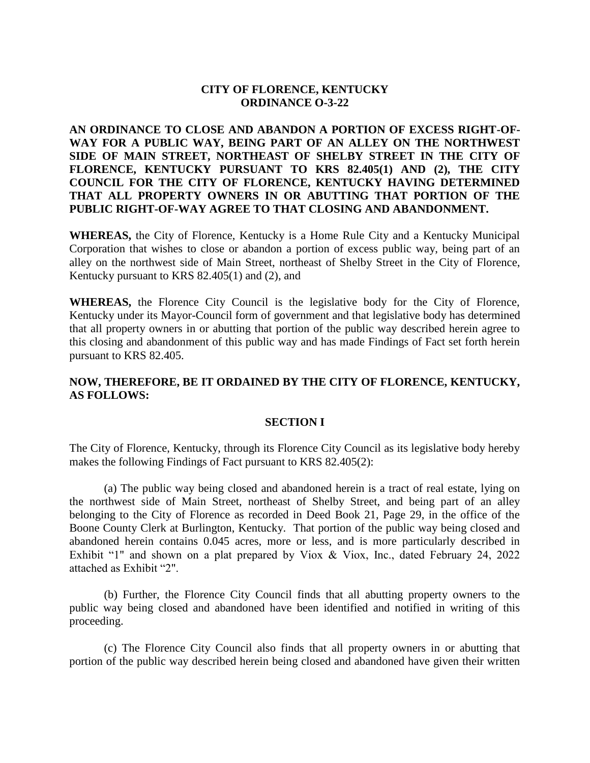**CITY OF FLORENCE, KENTUCKY**
**ORDINANCE O-3-22**

**AN ORDINANCE TO CLOSE AND ABANDON A PORTION OF EXCESS RIGHT-OF-WAY FOR A PUBLIC WAY, BEING PART OF AN ALLEY ON THE NORTHWEST SIDE OF MAIN STREET, NORTHEAST OF SHELBY STREET IN THE CITY OF FLORENCE, KENTUCKY PURSUANT TO KRS 82.405(1) AND (2), THE CITY COUNCIL FOR THE CITY OF FLORENCE, KENTUCKY HAVING DETERMINED THAT ALL PROPERTY OWNERS IN OR ABUTTING THAT PORTION OF THE PUBLIC RIGHT-OF-WAY AGREE TO THAT CLOSING AND ABANDONMENT.**

**WHEREAS,** the City of Florence, Kentucky is a Home Rule City and a Kentucky Municipal Corporation that wishes to close or abandon a portion of excess public way, being part of an alley on the northwest side of Main Street, northeast of Shelby Street in the City of Florence, Kentucky pursuant to KRS 82.405(1) and (2), and

**WHEREAS,** the Florence City Council is the legislative body for the City of Florence, Kentucky under its Mayor-Council form of government and that legislative body has determined that all property owners in or abutting that portion of the public way described herein agree to this closing and abandonment of this public way and has made Findings of Fact set forth herein pursuant to KRS 82.405.

**NOW, THEREFORE, BE IT ORDAINED BY THE CITY OF FLORENCE, KENTUCKY, AS FOLLOWS:**

**SECTION I**

The City of Florence, Kentucky, through its Florence City Council as its legislative body hereby makes the following Findings of Fact pursuant to KRS 82.405(2):

(a) The public way being closed and abandoned herein is a tract of real estate, lying on the northwest side of Main Street, northeast of Shelby Street, and being part of an alley belonging to the City of Florence as recorded in Deed Book 21, Page 29, in the office of the Boone County Clerk at Burlington, Kentucky. That portion of the public way being closed and abandoned herein contains 0.045 acres, more or less, and is more particularly described in Exhibit "1" and shown on a plat prepared by Viox & Viox, Inc., dated February 24, 2022 attached as Exhibit "2".

(b) Further, the Florence City Council finds that all abutting property owners to the public way being closed and abandoned have been identified and notified in writing of this proceeding.

(c) The Florence City Council also finds that all property owners in or abutting that portion of the public way described herein being closed and abandoned have given their written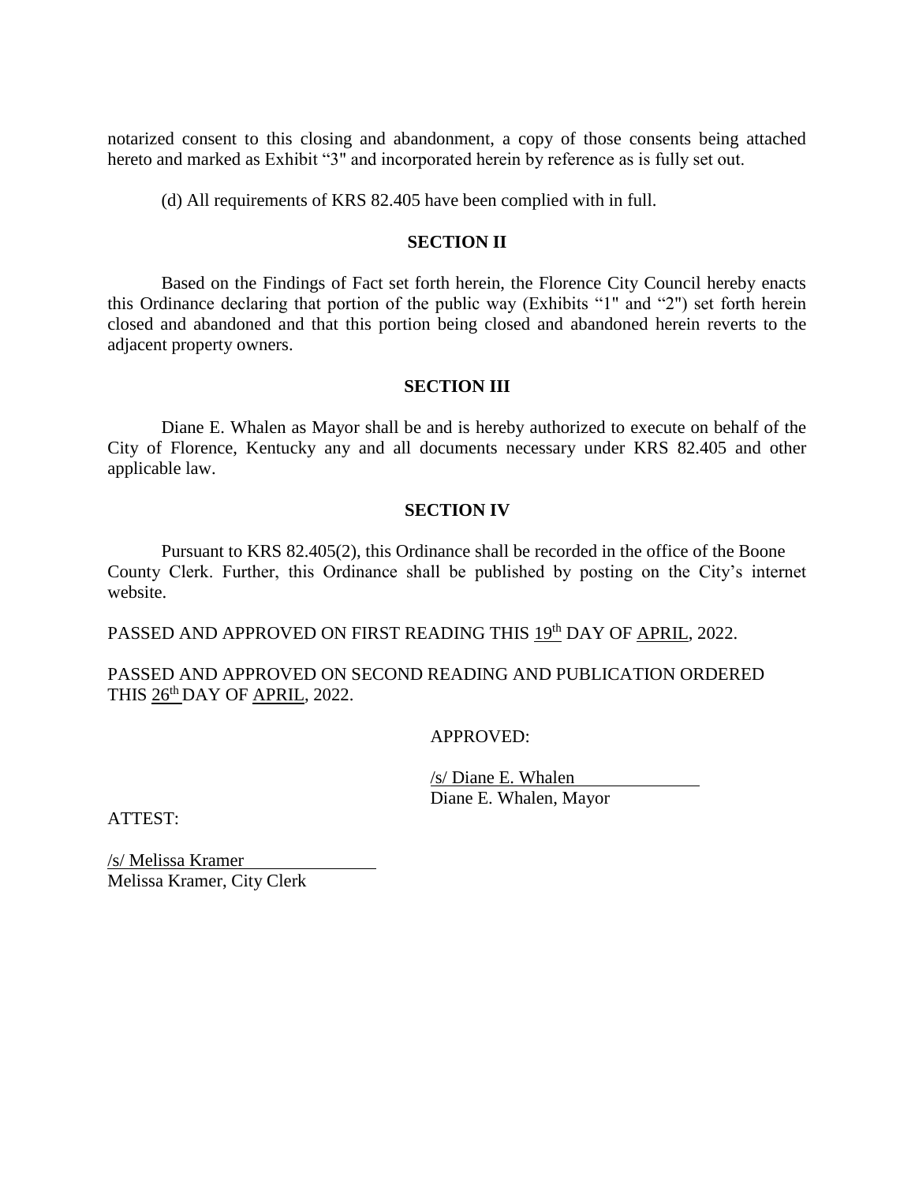notarized consent to this closing and abandonment, a copy of those consents being attached hereto and marked as Exhibit "3" and incorporated herein by reference as is fully set out.

(d) All requirements of KRS 82.405 have been complied with in full.

## SECTION II

Based on the Findings of Fact set forth herein, the Florence City Council hereby enacts this Ordinance declaring that portion of the public way (Exhibits "1" and "2") set forth herein closed and abandoned and that this portion being closed and abandoned herein reverts to the adjacent property owners.

## SECTION III

Diane E. Whalen as Mayor shall be and is hereby authorized to execute on behalf of the City of Florence, Kentucky any and all documents necessary under KRS 82.405 and other applicable law.

## SECTION IV

Pursuant to KRS 82.405(2), this Ordinance shall be recorded in the office of the Boone County Clerk. Further, this Ordinance shall be published by posting on the City's internet website.

PASSED AND APPROVED ON FIRST READING THIS 19th DAY OF APRIL, 2022.

PASSED AND APPROVED ON SECOND READING AND PUBLICATION ORDERED THIS 26th DAY OF APRIL, 2022.

APPROVED:

/s/ Diane E. Whalen
Diane E. Whalen, Mayor

ATTEST:

/s/ Melissa Kramer
Melissa Kramer, City Clerk